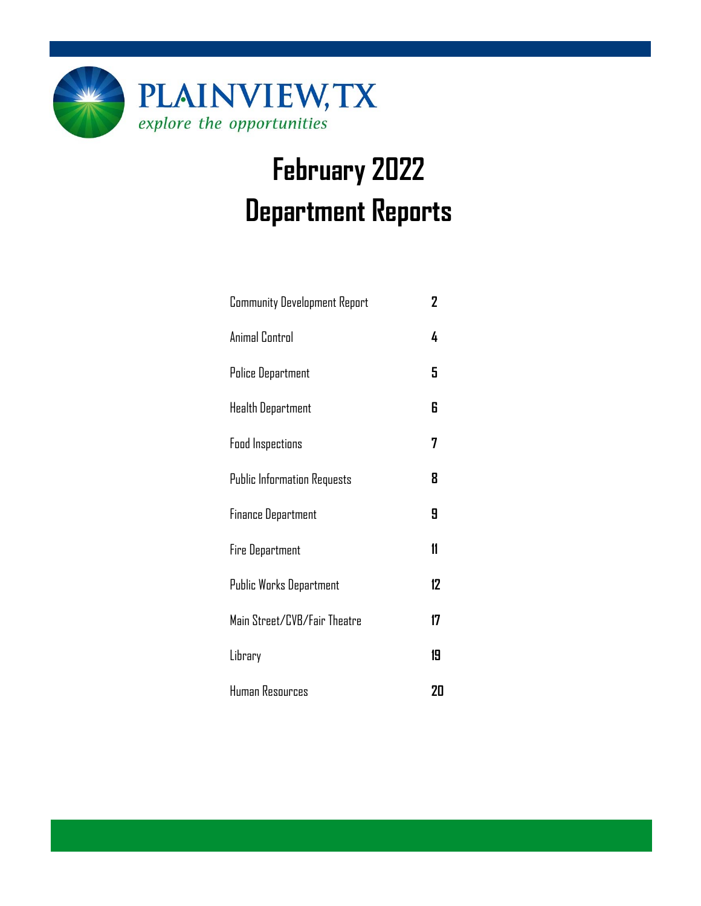PLAINVIEW, TX

*explore the opportunities*

# February 2022
# Department Reports

| | |
|---|---|
| Community Development Report | **2** |
| Animal Control | **4** |
| Police Department | **5** |
| Health Department | **6** |
| Food Inspections | **7** |
| Public Information Requests | **8** |
| Finance Department | **9** |
| Fire Department | **11** |
| Public Works Department | **12** |
| Main Street/CVB/Fair Theatre | **17** |
| Library | **19** |
| Human Resources | **20** |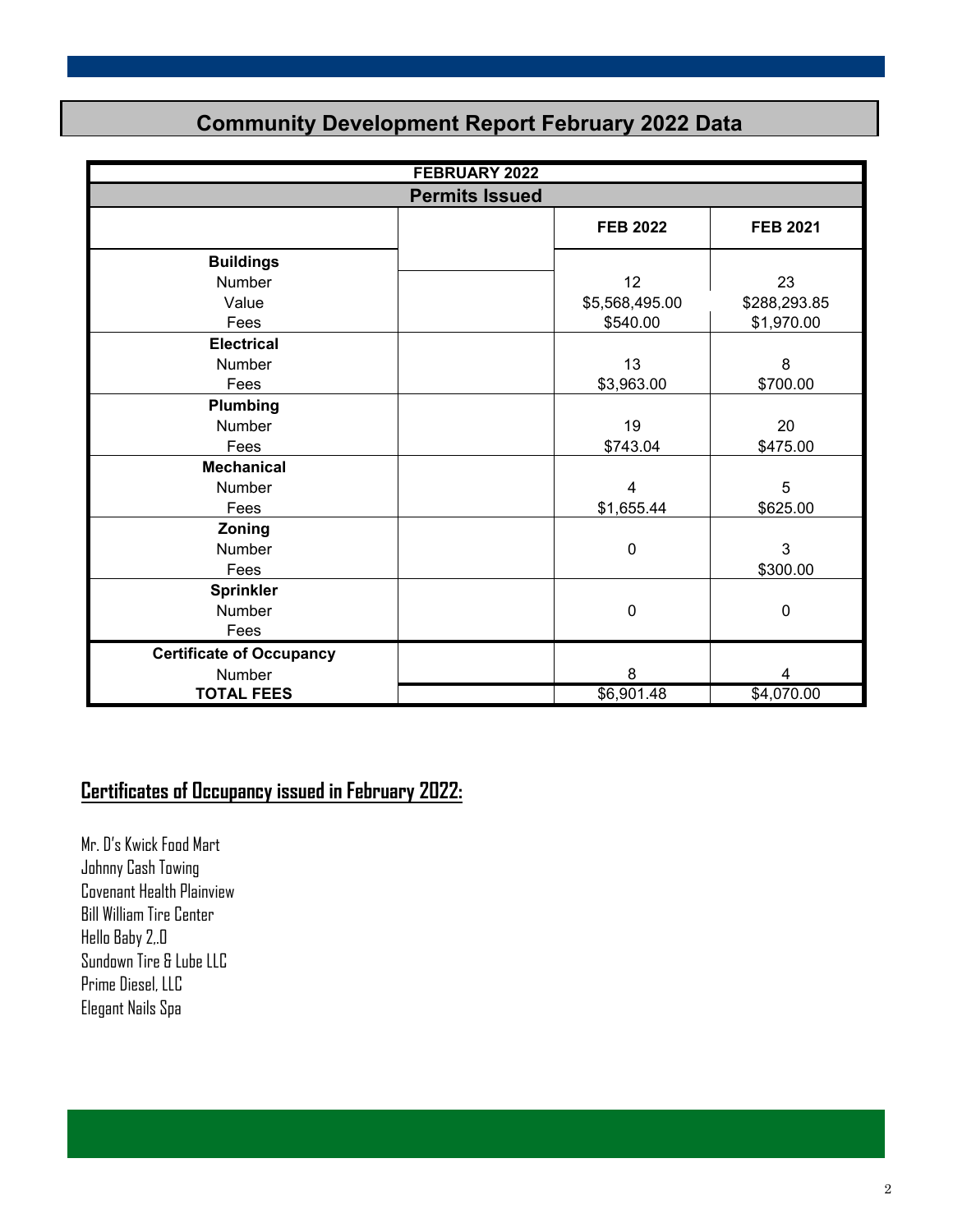# Community Development Report February 2022 Data

| FEBRUARY 2022 | | | |
|---|---|---|---|
| **Permits Issued** | | | |
| | | **FEB 2022** | **FEB 2021** |
| **Buildings** | | | |
| Number | | 12 | 23 |
| Value | | $5,568,495.00 | $288,293.85 |
| Fees | | $540.00 | $1,970.00 |
| **Electrical** | | | |
| Number | | 13 | 8 |
| Fees | | $3,963.00 | $700.00 |
| **Plumbing** | | | |
| Number | | 19 | 20 |
| Fees | | $743.04 | $475.00 |
| **Mechanical** | | | |
| Number | | 4 | 5 |
| Fees | | $1,655.44 | $625.00 |
| **Zoning** | | | |
| Number | | 0 | 3 |
| Fees | | | $300.00 |
| **Sprinkler** | | | |
| Number | | 0 | 0 |
| Fees | | | |
| **Certificate of Occupancy** | | | |
| Number | | 8 | 4 |
| **TOTAL FEES** | | $6,901.48 | $4,070.00 |

## Certificates of Occupancy issued in February 2022:

Mr. D's Kwick Food Mart
Johnny Cash Towing
Covenant Health Plainview
Bill William Tire Center
Hello Baby 2,.0
Sundown Tire & Lube LLC
Prime Diesel, LLC
Elegant Nails Spa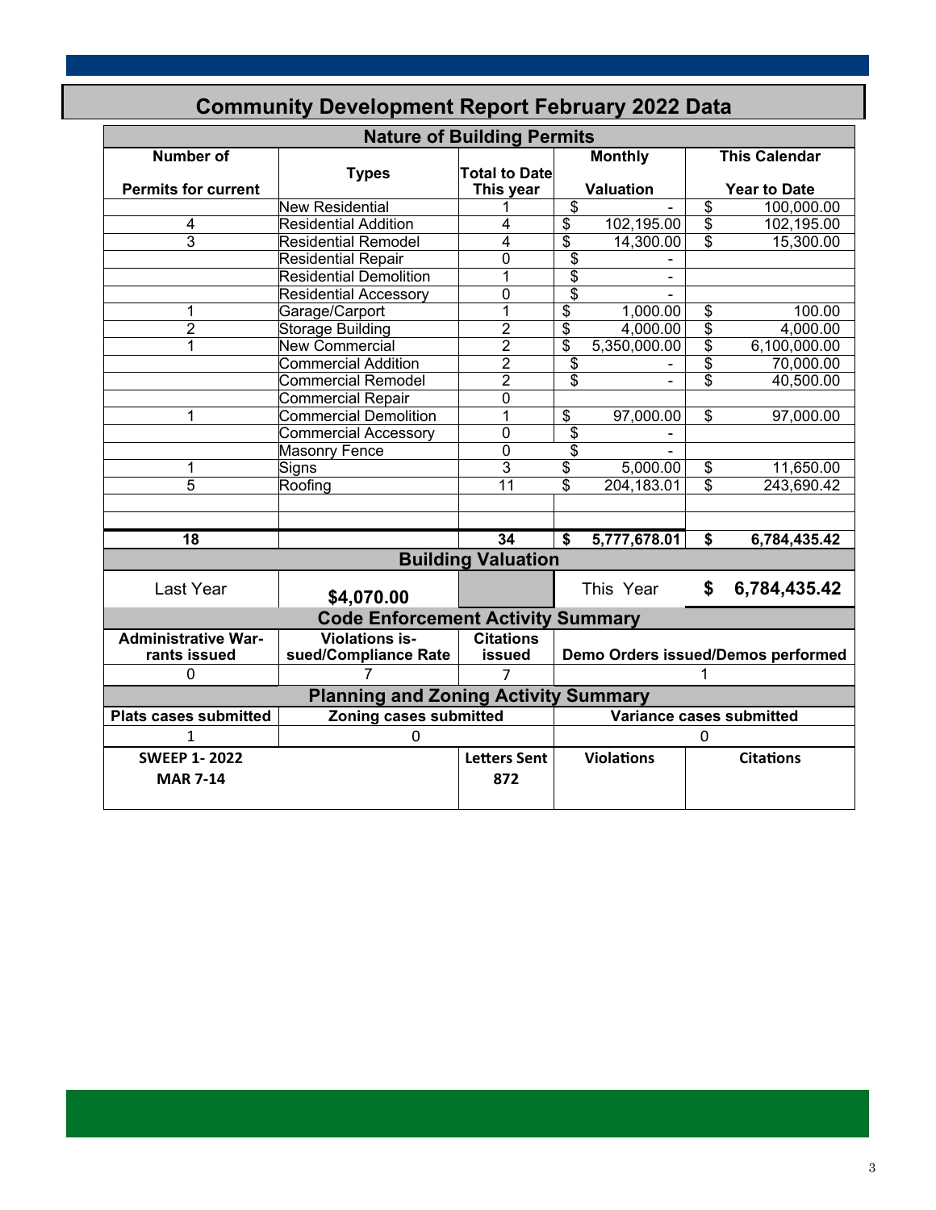# Community Development Report February 2022 Data

## Nature of Building Permits

| Number of Permits for current | Types | Total to Date This year | Monthly Valuation | This Calendar Year to Date |
|---|---|---|---|---|
| | New Residential | 1 | $ - | $ 100,000.00 |
| 4 | Residential Addition | 4 | $ 102,195.00 | $ 102,195.00 |
| 3 | Residential Remodel | 4 | $ 14,300.00 | $ 15,300.00 |
| | Residential Repair | 0 | $ - | |
| | Residential Demolition | 1 | $ - | |
| | Residential Accessory | 0 | $ - | |
| 1 | Garage/Carport | 1 | $ 1,000.00 | $ 100.00 |
| 2 | Storage Building | 2 | $ 4,000.00 | $ 4,000.00 |
| 1 | New Commercial | 2 | $ 5,350,000.00 | $ 6,100,000.00 |
| | Commercial Addition | 2 | $ - | $ 70,000.00 |
| | Commercial Remodel | 2 | $ - | $ 40,500.00 |
| | Commercial Repair | 0 | | |
| 1 | Commercial Demolition | 1 | $ 97,000.00 | $ 97,000.00 |
| | Commercial Accessory | 0 | $ - | |
| | Masonry Fence | 0 | $ - | |
| 1 | Signs | 3 | $ 5,000.00 | $ 11,650.00 |
| 5 | Roofing | 11 | $ 204,183.01 | $ 243,690.42 |
| | | | | |
| | | | | |
| **18** | | **34** | **$ 5,777,678.01** | **$ 6,784,435.42** |

## Building Valuation

| | | | | |
|---|---|---|---|---|
| Last Year | **$4,070.00** | | This Year | **$ 6,784,435.42** |

## Code Enforcement Activity Summary

| Administrative Warrants issued | Violations issued/Compliance Rate | Citations issued | Demo Orders issued/Demos performed |
|---|---|---|---|
| 0 | 7 | 7 | 1 |

## Planning and Zoning Activity Summary

| Plats cases submitted | Zoning cases submitted | Variance cases submitted |
|---|---|---|
| 1 | 0 | 0 |

| SWEEP 1- 2022 MAR 7-14 | Letters Sent | Violations | Citations |
|---|---|---|---|
| | 872 | | |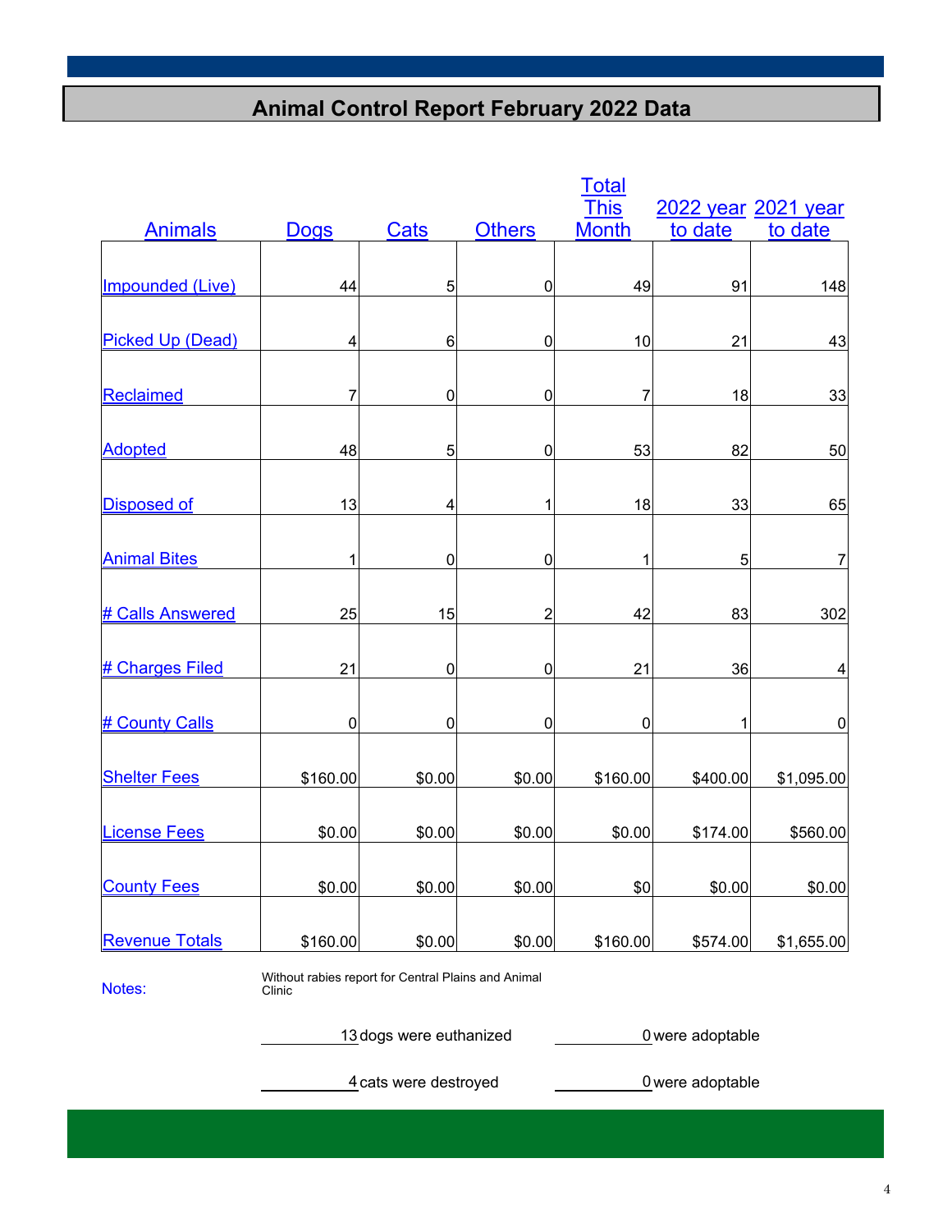# Animal Control Report February 2022 Data

| Animals | Dogs | Cats | Others | Total This Month | 2022 year to date | 2021 year to date |
|---|---|---|---|---|---|---|
| Impounded (Live) | 44 | 5 | 0 | 49 | 91 | 148 |
| Picked Up (Dead) | 4 | 6 | 0 | 10 | 21 | 43 |
| Reclaimed | 7 | 0 | 0 | 7 | 18 | 33 |
| Adopted | 48 | 5 | 0 | 53 | 82 | 50 |
| Disposed of | 13 | 4 | 1 | 18 | 33 | 65 |
| Animal Bites | 1 | 0 | 0 | 1 | 5 | 7 |
| # Calls Answered | 25 | 15 | 2 | 42 | 83 | 302 |
| # Charges Filed | 21 | 0 | 0 | 21 | 36 | 4 |
| # County Calls | 0 | 0 | 0 | 0 | 1 | 0 |
| Shelter Fees | $160.00 | $0.00 | $0.00 | $160.00 | $400.00 | $1,095.00 |
| License Fees | $0.00 | $0.00 | $0.00 | $0.00 | $174.00 | $560.00 |
| County Fees | $0.00 | $0.00 | $0.00 | $0 | $0.00 | $0.00 |
| Revenue Totals | $160.00 | $0.00 | $0.00 | $160.00 | $574.00 | $1,655.00 |

Notes: Without rabies report for Central Plains and Animal Clinic

13 dogs were euthanized — 0 were adoptable

4 cats were destroyed — 0 were adoptable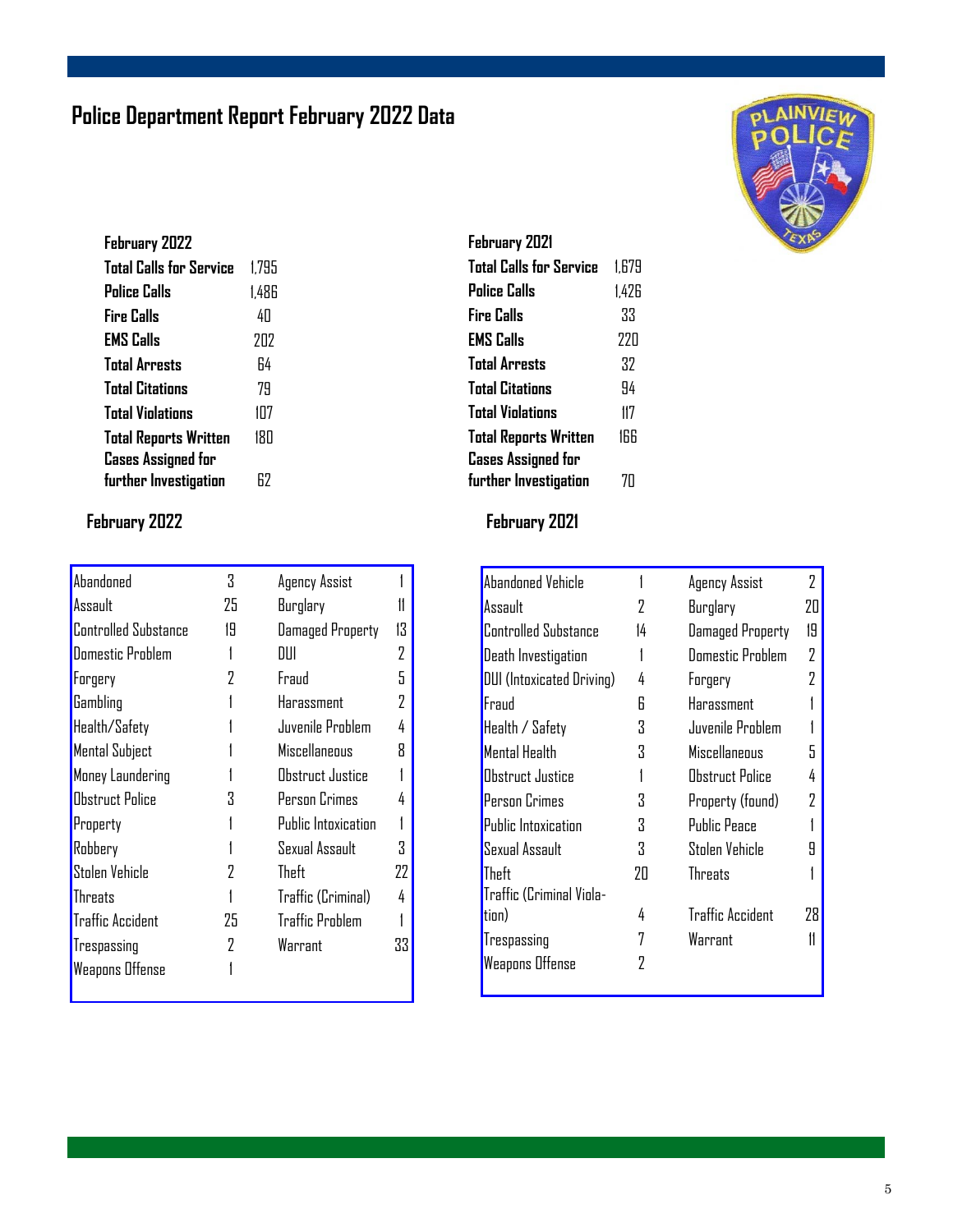# Police Department Report February 2022 Data

| February 2022 | |
|---|---|
| Total Calls for Service | 1,795 |
| Police Calls | 1,486 |
| Fire Calls | 40 |
| EMS Calls | 202 |
| Total Arrests | 64 |
| Total Citations | 79 |
| Total Violations | 107 |
| Total Reports Written | 180 |
| Cases Assigned for further Investigation | 62 |

| February 2021 | |
|---|---|
| Total Calls for Service | 1,679 |
| Police Calls | 1,426 |
| Fire Calls | 33 |
| EMS Calls | 220 |
| Total Arrests | 32 |
| Total Citations | 94 |
| Total Violations | 117 |
| Total Reports Written | 166 |
| Cases Assigned for further Investigation | 70 |

## February 2022

| | | | |
|---|---|---|---|
| Abandoned | 3 | Agency Assist | 1 |
| Assault | 25 | Burglary | 11 |
| Controlled Substance | 19 | Damaged Property | 13 |
| Domestic Problem | 1 | DUI | 2 |
| Forgery | 2 | Fraud | 5 |
| Gambling | 1 | Harassment | 2 |
| Health/Safety | 1 | Juvenile Problem | 4 |
| Mental Subject | 1 | Miscellaneous | 8 |
| Money Laundering | 1 | Obstruct Justice | 1 |
| Obstruct Police | 3 | Person Crimes | 4 |
| Property | 1 | Public Intoxication | 1 |
| Robbery | 1 | Sexual Assault | 3 |
| Stolen Vehicle | 2 | Theft | 22 |
| Threats | 1 | Traffic (Criminal) | 4 |
| Traffic Accident | 25 | Traffic Problem | 1 |
| Trespassing | 2 | Warrant | 33 |
| Weapons Offense | 1 | | |

## February 2021

| | | | |
|---|---|---|---|
| Abandoned Vehicle | 1 | Agency Assist | 2 |
| Assault | 2 | Burglary | 20 |
| Controlled Substance | 14 | Damaged Property | 19 |
| Death Investigation | 1 | Domestic Problem | 2 |
| DUI (Intoxicated Driving) | 4 | Forgery | 2 |
| Fraud | 6 | Harassment | 1 |
| Health / Safety | 3 | Juvenile Problem | 1 |
| Mental Health | 3 | Miscellaneous | 5 |
| Obstruct Justice | 1 | Obstruct Police | 4 |
| Person Crimes | 3 | Property (found) | 2 |
| Public Intoxication | 3 | Public Peace | 1 |
| Sexual Assault | 3 | Stolen Vehicle | 9 |
| Theft | 20 | Threats | 1 |
| Traffic (Criminal Violation) | 4 | Traffic Accident | 28 |
| Trespassing | 7 | Warrant | 11 |
| Weapons Offense | 2 | | |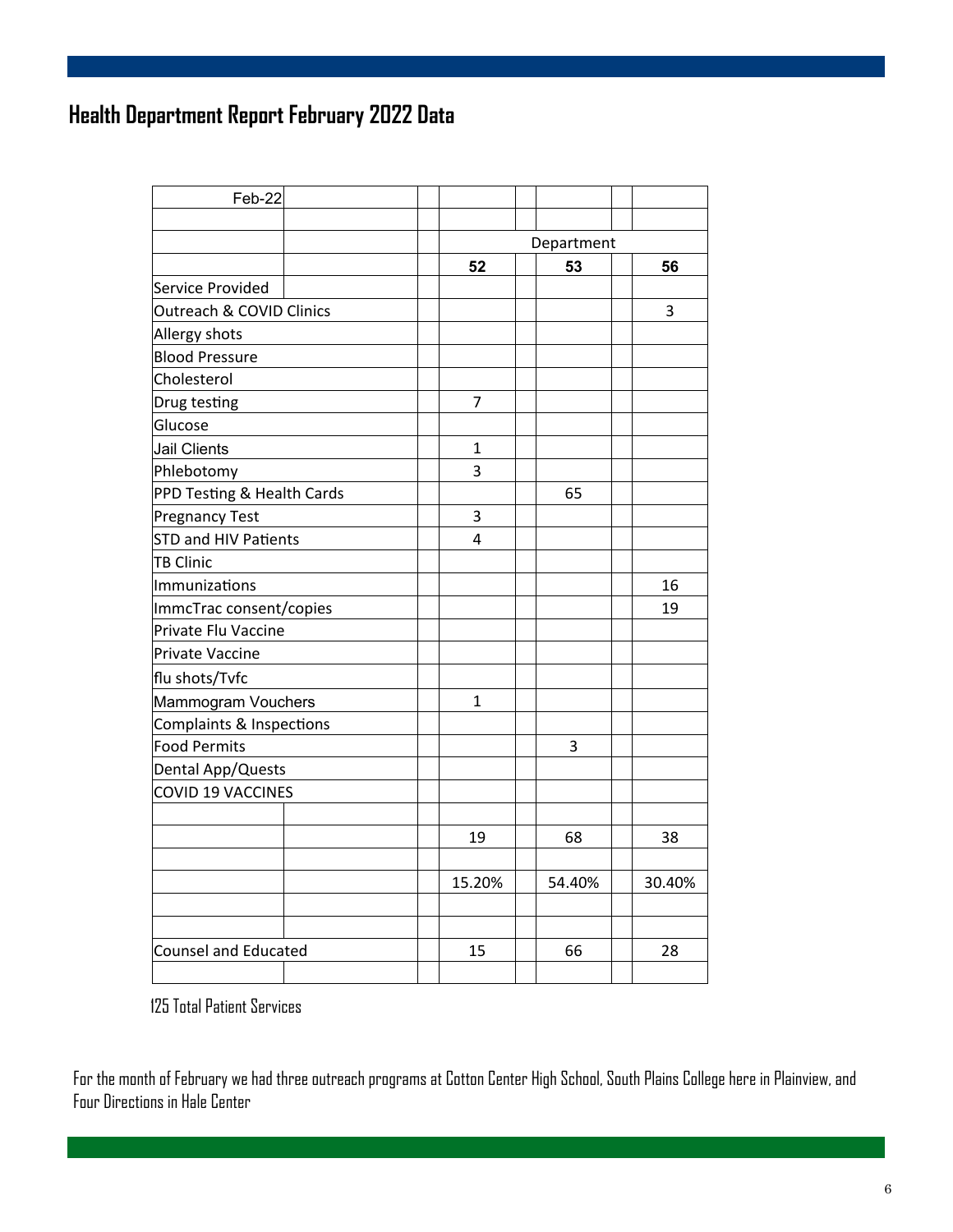# Health Department Report February 2022 Data

| Feb-22 | Department | | |
|---|---|---|---|
| | 52 | 53 | 56 |
| Service Provided | | | |
| Outreach & COVID Clinics | | | 3 |
| Allergy shots | | | |
| Blood Pressure | | | |
| Cholesterol | | | |
| Drug testing | 7 | | |
| Glucose | | | |
| Jail Clients | 1 | | |
| Phlebotomy | 3 | | |
| PPD Testing & Health Cards | | 65 | |
| Pregnancy Test | 3 | | |
| STD and HIV Patients | 4 | | |
| TB Clinic | | | |
| Immunizations | | | 16 |
| ImmcTrac consent/copies | | | 19 |
| Private Flu Vaccine | | | |
| Private Vaccine | | | |
| flu shots/Tvfc | | | |
| Mammogram Vouchers | 1 | | |
| Complaints & Inspections | | | |
| Food Permits | | 3 | |
| Dental App/Quests | | | |
| COVID 19 VACCINES | | | |
| | | | |
| | 19 | 68 | 38 |
| | | | |
| | 15.20% | 54.40% | 30.40% |
| | | | |
| | | | |
| Counsel and Educated | 15 | 66 | 28 |

125 Total Patient Services

For the month of February we had three outreach programs at Cotton Center High School, South Plains College here in Plainview, and Four Directions in Hale Center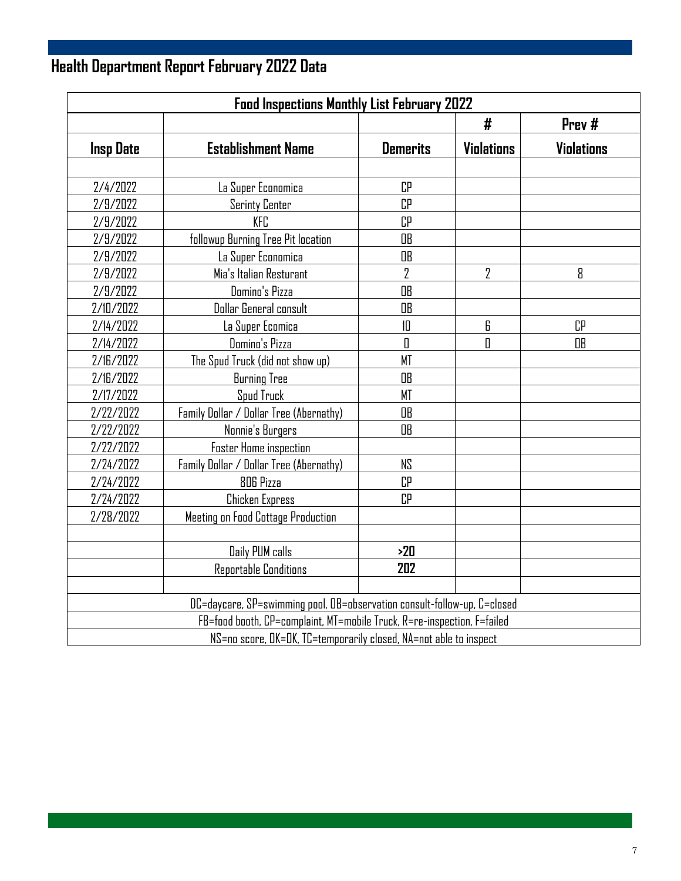# Health Department Report February 2022 Data

| Food Inspections Monthly List February 2022 | | | | |
|---|---|---|---|---|
| | | | # | Prev # |
| Insp Date | Establishment Name | Demerits | Violations | Violations |
| | | | | |
| 2/4/2022 | La Super Economica | CP | | |
| 2/9/2022 | Serinty Center | CP | | |
| 2/9/2022 | KFC | CP | | |
| 2/9/2022 | followup Burning Tree Pit location | OB | | |
| 2/9/2022 | La Super Economica | OB | | |
| 2/9/2022 | Mia's Italian Resturant | 2 | 2 | 8 |
| 2/9/2022 | Domino's Pizza | OB | | |
| 2/10/2022 | Dollar General consult | OB | | |
| 2/14/2022 | La Super Ecomica | 10 | 6 | CP |
| 2/14/2022 | Domino's Pizza | 0 | 0 | OB |
| 2/16/2022 | The Spud Truck (did not show up) | MT | | |
| 2/16/2022 | Burning Tree | OB | | |
| 2/17/2022 | Spud Truck | MT | | |
| 2/22/2022 | Family Dollar / Dollar Tree (Abernathy) | OB | | |
| 2/22/2022 | Nonnie's Burgers | OB | | |
| 2/22/2022 | Foster Home inspection | | | |
| 2/24/2022 | Family Dollar / Dollar Tree (Abernathy) | NS | | |
| 2/24/2022 | 806 Pizza | CP | | |
| 2/24/2022 | Chicken Express | CP | | |
| 2/28/2022 | Meeting on Food Cottage Production | | | |
| | | | | |
| | Daily PUM calls | **>20** | | |
| | Reportable Conditions | **202** | | |
| | | | | |
| DC=daycare, SP=swimming pool, OB=observation consult-follow-up, C=closed | | | | |
| FB=food booth, CP=complaint, MT=mobile Truck, R=re-inspection, F=failed | | | | |
| NS=no score, OK=OK, TC=temporarily closed, NA=not able to inspect | | | | |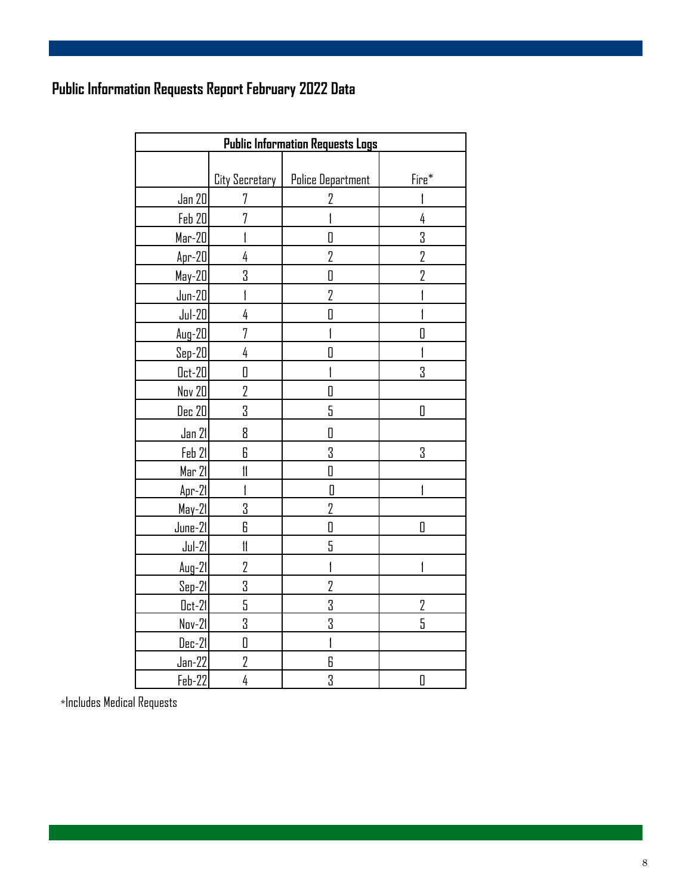## Public Information Requests Report February 2022 Data

| Public Information Requests Logs | | | |
|---|---|---|---|
| | City Secretary | Police Department | Fire* |
| Jan 20 | 7 | 2 | 1 |
| Feb 20 | 7 | 1 | 4 |
| Mar-20 | 1 | 0 | 3 |
| Apr-20 | 4 | 2 | 2 |
| May-20 | 3 | 0 | 2 |
| Jun-20 | 1 | 2 | 1 |
| Jul-20 | 4 | 0 | 1 |
| Aug-20 | 7 | 1 | 0 |
| Sep-20 | 4 | 0 | 1 |
| Oct-20 | 0 | 1 | 3 |
| Nov 20 | 2 | 0 | |
| Dec 20 | 3 | 5 | 0 |
| Jan 21 | 8 | 0 | |
| Feb 21 | 6 | 3 | 3 |
| Mar 21 | 11 | 0 | |
| Apr-21 | 1 | 0 | 1 |
| May-21 | 3 | 2 | |
| June-21 | 6 | 0 | 0 |
| Jul-21 | 11 | 5 | |
| Aug-21 | 2 | 1 | 1 |
| Sep-21 | 3 | 2 | |
| Oct-21 | 5 | 3 | 2 |
| Nov-21 | 3 | 3 | 5 |
| Dec-21 | 0 | 1 | |
| Jan-22 | 2 | 6 | |
| Feb-22 | 4 | 3 | 0 |

*Includes Medical Requests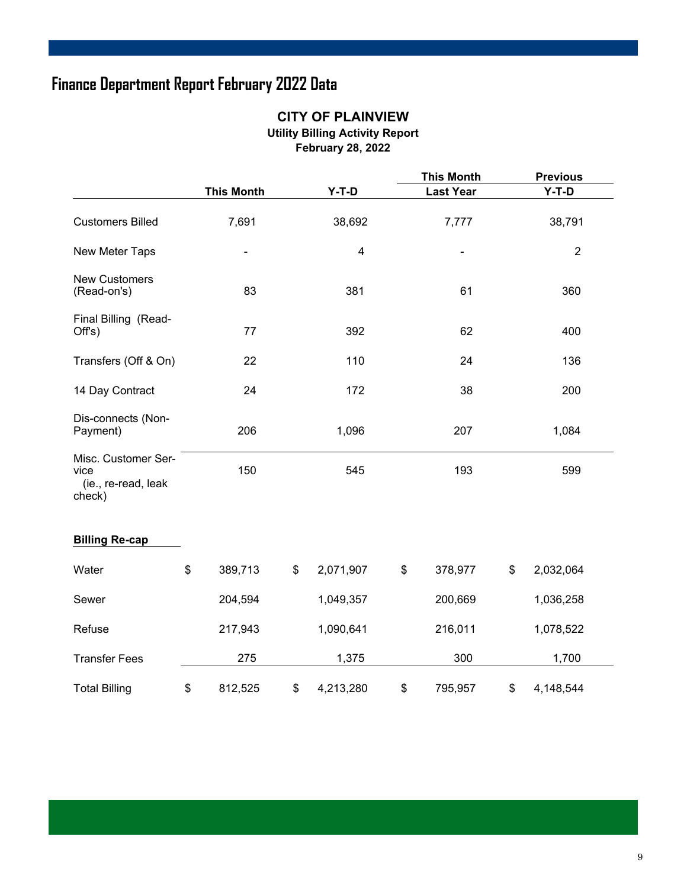# Finance Department Report February 2022 Data

## CITY OF PLAINVIEW

### Utility Billing Activity Report

### February 28, 2022

| | This Month | Y-T-D | This Month Last Year | Previous Y-T-D |
|---|---|---|---|---|
| Customers Billed | 7,691 | 38,692 | 7,777 | 38,791 |
| New Meter Taps | - | 4 | - | 2 |
| New Customers (Read-on's) | 83 | 381 | 61 | 360 |
| Final Billing (Read-Off's) | 77 | 392 | 62 | 400 |
| Transfers (Off & On) | 22 | 110 | 24 | 136 |
| 14 Day Contract | 24 | 172 | 38 | 200 |
| Dis-connects (Non-Payment) | 206 | 1,096 | 207 | 1,084 |
| Misc. Customer Service (ie., re-read, leak check) | 150 | 545 | 193 | 599 |
| **Billing Re-cap** | | | | |
| Water | $ 389,713 | $ 2,071,907 | $ 378,977 | $ 2,032,064 |
| Sewer | 204,594 | 1,049,357 | 200,669 | 1,036,258 |
| Refuse | 217,943 | 1,090,641 | 216,011 | 1,078,522 |
| Transfer Fees | 275 | 1,375 | 300 | 1,700 |
| Total Billing | $ 812,525 | $ 4,213,280 | $ 795,957 | $ 4,148,544 |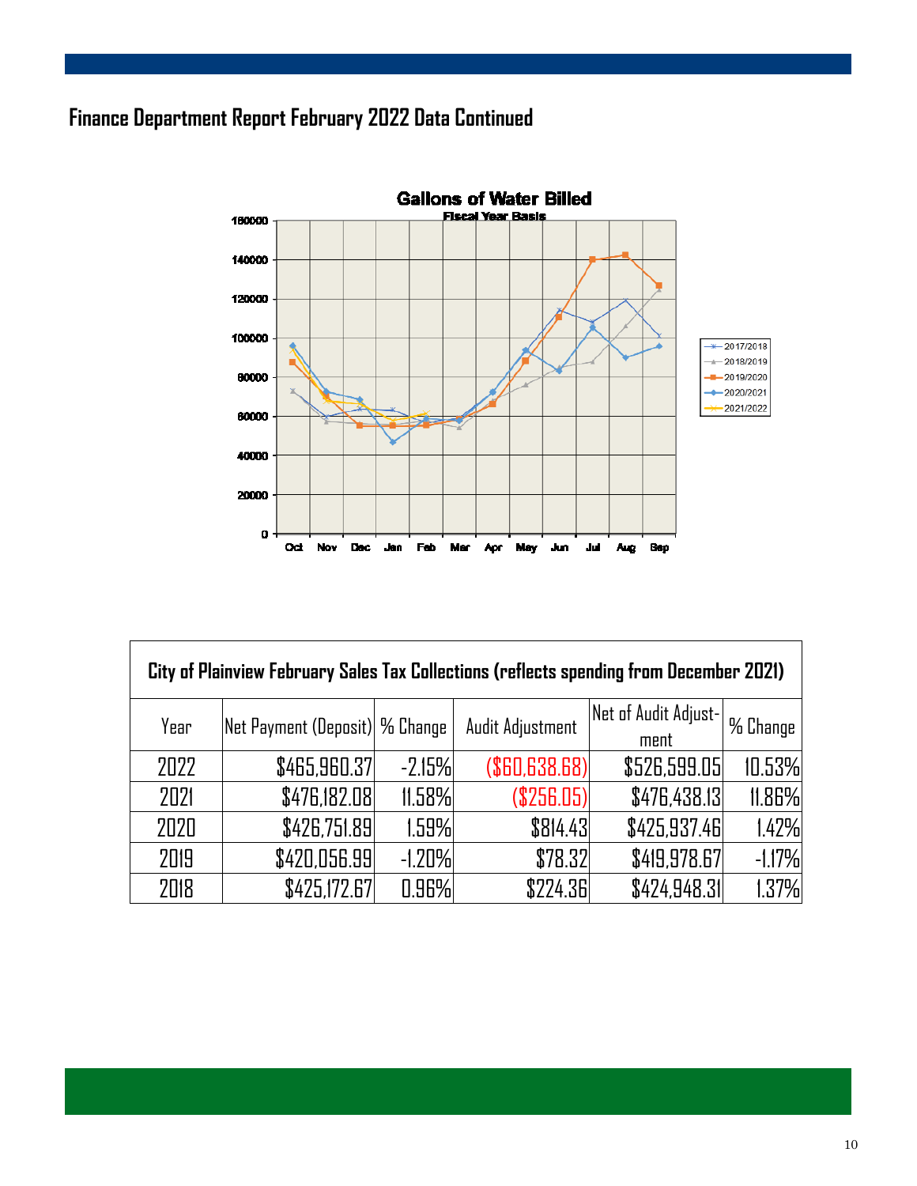# Finance Department Report February 2022 Data Continued

Gallons of Water Billed

Fiscal Year Basis

160000
140000
120000
100000
80000
60000
40000
20000
0

Oct Nov Dec Jan Feb Mar Apr May Jun Jul Aug Sep

2017/2018
2018/2019
2019/2020
2020/2021
2021/2022

**City of Plainview February Sales Tax Collections (reflects spending from December 2021)**

| Year | Net Payment (Deposit) | % Change | Audit Adjustment | Net of Audit Adjust-ment | % Change |
|---|---|---|---|---|---|
| 2022 | $465,960.37 | -2.15% | ($60,638.68) | $526,599.05 | 10.53% |
| 2021 | $476,182.08 | 11.58% | ($256.05) | $476,438.13 | 11.86% |
| 2020 | $426,751.89 | 1.59% | $814.43 | $425,937.46 | 1.42% |
| 2019 | $420,056.99 | -1.20% | $78.32 | $419,978.67 | -1.17% |
| 2018 | $425,172.67 | 0.96% | $224.36 | $424,948.31 | 1.37% |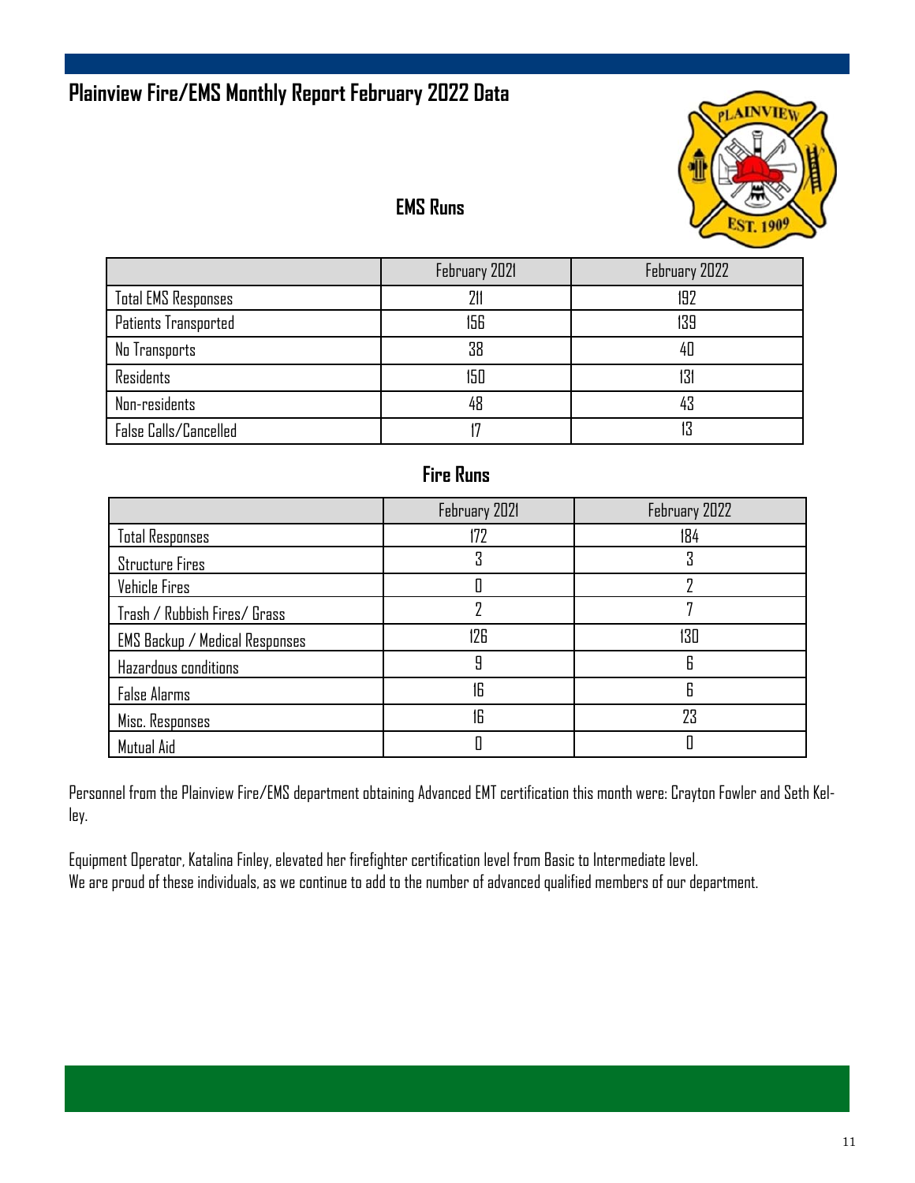# Plainview Fire/EMS Monthly Report February 2022 Data

## EMS Runs

| | February 2021 | February 2022 |
|---|---|---|
| Total EMS Responses | 211 | 192 |
| Patients Transported | 156 | 139 |
| No Transports | 38 | 40 |
| Residents | 150 | 131 |
| Non-residents | 48 | 43 |
| False Calls/Cancelled | 17 | 13 |

## Fire Runs

| | February 2021 | February 2022 |
|---|---|---|
| Total Responses | 172 | 184 |
| Structure Fires | 3 | 3 |
| Vehicle Fires | 0 | 2 |
| Trash / Rubbish Fires/ Grass | 2 | 7 |
| EMS Backup / Medical Responses | 126 | 130 |
| Hazardous conditions | 9 | 6 |
| False Alarms | 16 | 6 |
| Misc. Responses | 16 | 23 |
| Mutual Aid | 0 | 0 |

Personnel from the Plainview Fire/EMS department obtaining Advanced EMT certification this month were: Crayton Fowler and Seth Kelley.

Equipment Operator, Katalina Finley, elevated her firefighter certification level from Basic to Intermediate level.
We are proud of these individuals, as we continue to add to the number of advanced qualified members of our department.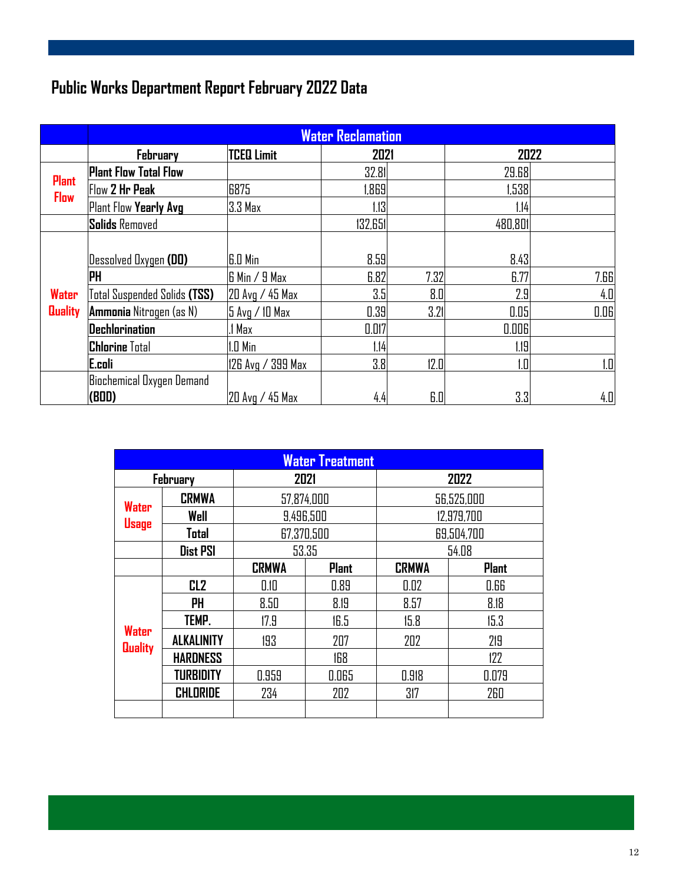## Public Works Department Report February 2022 Data

| | Water Reclamation | | | | | |
|---|---|---|---|---|---|---|
| | February | TCEQ Limit | 2021 | | 2022 | |
| Plant Flow | Plant Flow Total Flow | | 32.81 | | 29.68 | |
| | Flow 2 Hr Peak | 6875 | 1,869 | | 1,538 | |
| | Plant Flow Yearly Avg | 3.3 Max | 1.13 | | 1.14 | |
| | Solids Removed | | 132,651 | | 480,801 | |
| Water Quality | Dessolved Oxygen (DO) | 6.0 Min | 8.59 | | 8.43 | |
| | PH | 6 Min / 9 Max | 6.82 | 7.32 | 6.77 | 7.66 |
| | Total Suspended Solids (TSS) | 20 Avg / 45 Max | 3.5 | 8.0 | 2.9 | 4.0 |
| | Ammonia Nitrogen (as N) | 5 Avg / 10 Max | 0.39 | 3.21 | 0.05 | 0.06 |
| | Dechlorination | .1 Max | 0.017 | | 0.006 | |
| | Chlorine Total | 1.0 Min | 1.14 | | 1.19 | |
| | E.coli | 126 Avg / 399 Max | 3.8 | 12.0 | 1.0 | 1.0 |
| | Biochemical Oxygen Demand (BOD) | 20 Avg / 45 Max | 4.4 | 6.0 | 3.3 | 4.0 |

| | Water Treatment | | | | |
|---|---|---|---|---|---|
| February | | 2021 | | 2022 | |
| Water Usage | CRMWA | 57,874,000 | | 56,525,000 | |
| | Well | 9,496,500 | | 12,979,700 | |
| | Total | 67,370,500 | | 69,504,700 | |
| | Dist PSI | 53.35 | | 54.08 | |
| | | CRMWA | Plant | CRMWA | Plant |
| Water Quality | CL2 | 0.10 | 0.89 | 0.02 | 0.66 |
| | PH | 8.50 | 8.19 | 8.57 | 8.18 |
| | TEMP. | 17.9 | 16.5 | 15.8 | 15.3 |
| | ALKALINITY | 193 | 207 | 202 | 219 |
| | HARDNESS | | 168 | | 122 |
| | TURBIDITY | 0.959 | 0.065 | 0.918 | 0.079 |
| | CHLORIDE | 234 | 202 | 317 | 260 |
| | | | | | |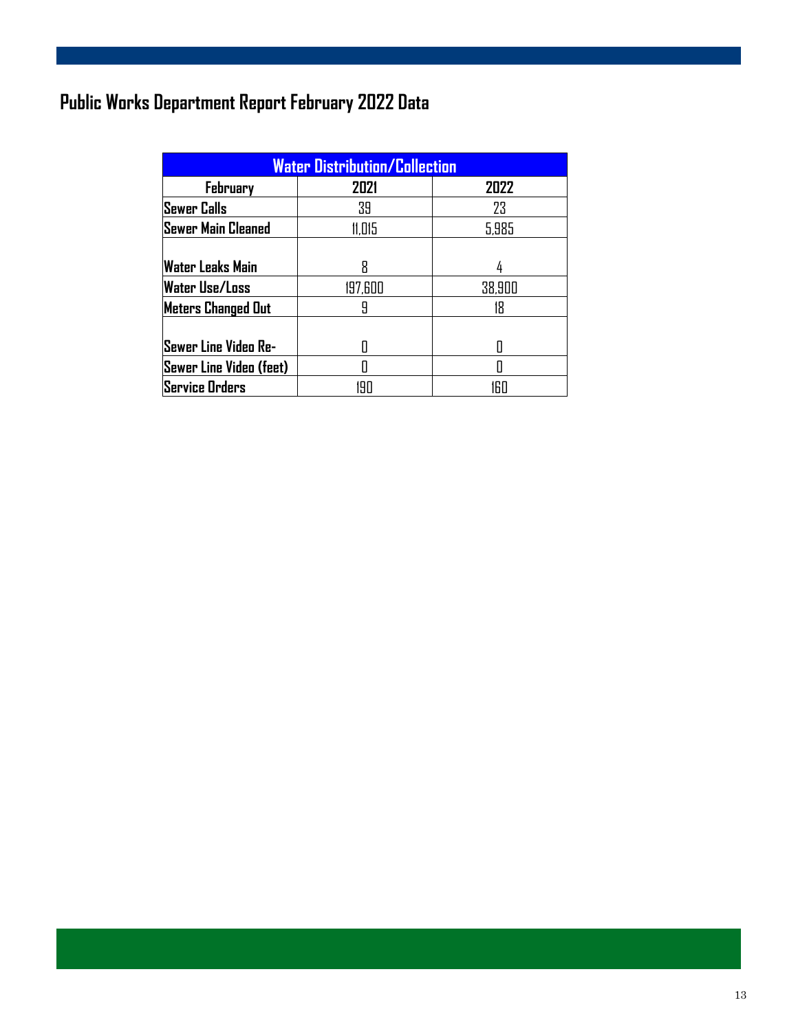# Public Works Department Report February 2022 Data

| Water Distribution/Collection | | |
|---|---|---|
| **February** | **2021** | **2022** |
| **Sewer Calls** | 39 | 23 |
| **Sewer Main Cleaned** | 11,015 | 5,985 |
| **Water Leaks Main** | 8 | 4 |
| **Water Use/Loss** | 197,600 | 38,900 |
| **Meters Changed Out** | 9 | 18 |
| **Sewer Line Video Re-** | 0 | 0 |
| **Sewer Line Video (feet)** | 0 | 0 |
| **Service Orders** | 190 | 160 |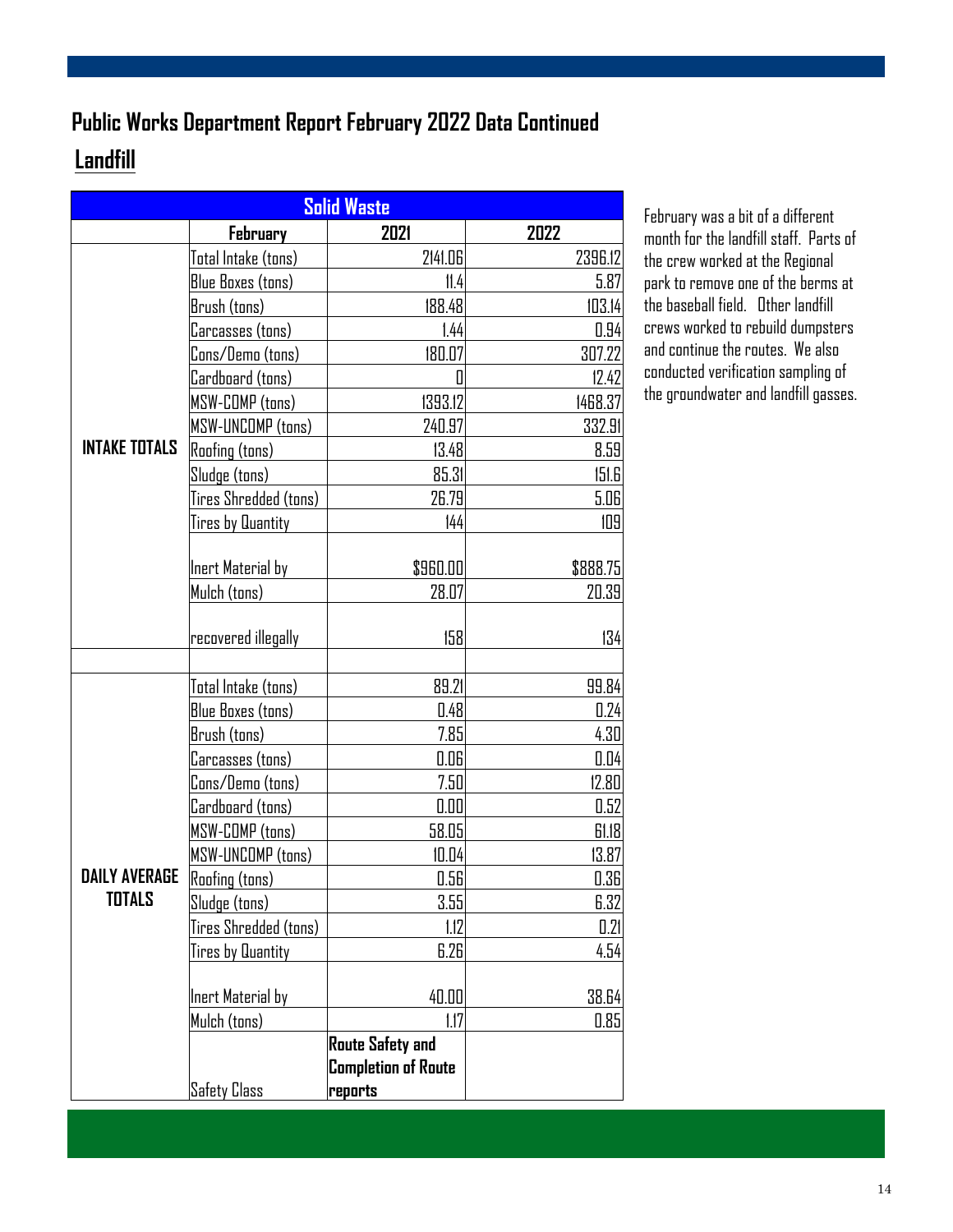# Public Works Department Report February 2022 Data Continued

## Landfill

| Solid Waste | | | |
|---|---|---|---|
| | **February** | **2021** | **2022** |
| **INTAKE TOTALS** | Total Intake (tons) | 2141.06 | 2396.12 |
| | Blue Boxes (tons) | 11.4 | 5.87 |
| | Brush (tons) | 188.48 | 103.14 |
| | Carcasses (tons) | 1.44 | 0.94 |
| | Cons/Demo (tons) | 180.07 | 307.22 |
| | Cardboard (tons) | 0 | 12.42 |
| | MSW-COMP (tons) | 1393.12 | 1468.37 |
| | MSW-UNCOMP (tons) | 240.97 | 332.91 |
| | Roofing (tons) | 13.48 | 8.59 |
| | Sludge (tons) | 85.31 | 151.6 |
| | Tires Shredded (tons) | 26.79 | 5.06 |
| | Tires by Quantity | 144 | 109 |
| | Inert Material by | $960.00 | $888.75 |
| | Mulch (tons) | 28.07 | 20.39 |
| | recovered illegally | 158 | 134 |
| | | | |
| **DAILY AVERAGE TOTALS** | Total Intake (tons) | 89.21 | 99.84 |
| | Blue Boxes (tons) | 0.48 | 0.24 |
| | Brush (tons) | 7.85 | 4.30 |
| | Carcasses (tons) | 0.06 | 0.04 |
| | Cons/Demo (tons) | 7.50 | 12.80 |
| | Cardboard (tons) | 0.00 | 0.52 |
| | MSW-COMP (tons) | 58.05 | 61.18 |
| | MSW-UNCOMP (tons) | 10.04 | 13.87 |
| | Roofing (tons) | 0.56 | 0.36 |
| | Sludge (tons) | 3.55 | 6.32 |
| | Tires Shredded (tons) | 1.12 | 0.21 |
| | Tires by Quantity | 6.26 | 4.54 |
| | Inert Material by | 40.00 | 38.64 |
| | Mulch (tons) | 1.17 | 0.85 |
| | Safety Class | **Route Safety and Completion of Route reports** | |

February was a bit of a different month for the landfill staff. Parts of the crew worked at the Regional park to remove one of the berms at the baseball field. Other landfill crews worked to rebuild dumpsters and continue the routes. We also conducted verification sampling of the groundwater and landfill gasses.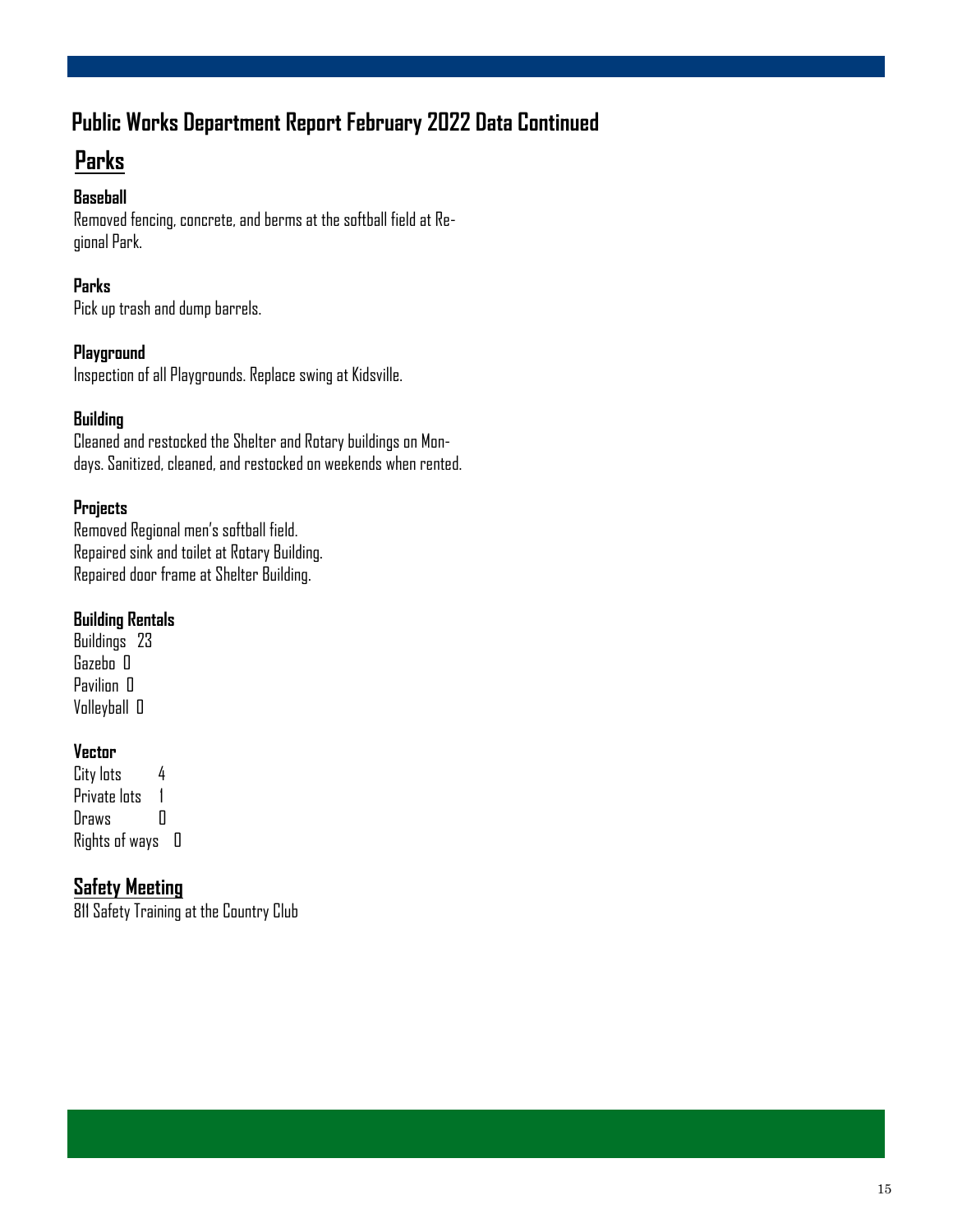# Public Works Department Report February 2022 Data Continued

## Parks

### Baseball

Removed fencing, concrete, and berms at the softball field at Regional Park.

### Parks

Pick up trash and dump barrels.

### Playground

Inspection of all Playgrounds. Replace swing at Kidsville.

### Building

Cleaned and restocked the Shelter and Rotary buildings on Mondays. Sanitized, cleaned, and restocked on weekends when rented.

### Projects

Removed Regional men's softball field.
Repaired sink and toilet at Rotary Building.
Repaired door frame at Shelter Building.

### Building Rentals

Buildings 23
Gazebo 0
Pavilion 0
Volleyball 0

### Vector

City lots 4
Private lots 1
Draws 0
Rights of ways 0

## Safety Meeting

811 Safety Training at the Country Club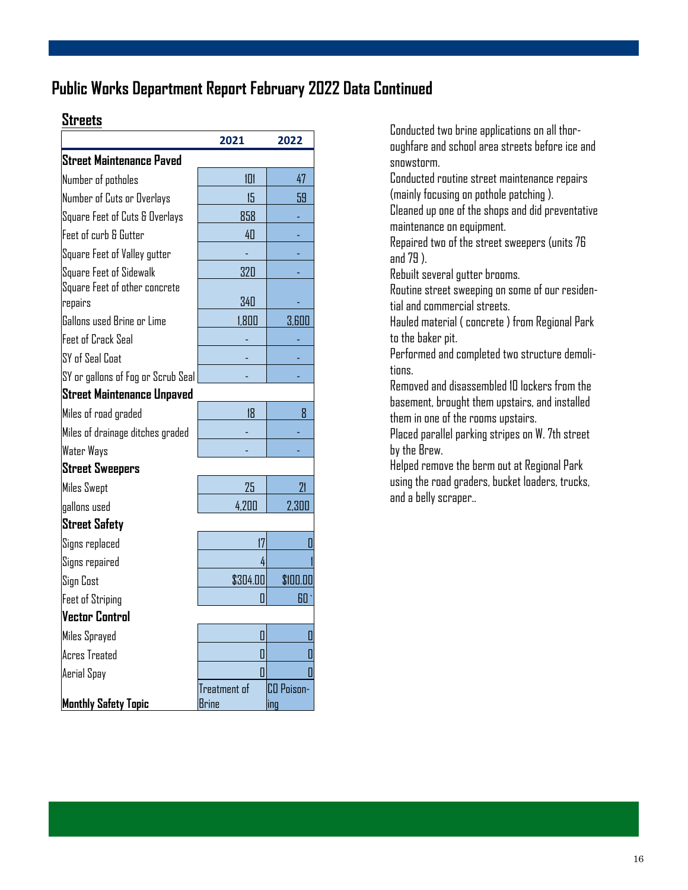## Public Works Department Report February 2022 Data Continued

### Streets

| | 2021 | 2022 |
|---|---|---|
| **Street Maintenance Paved** | | |
| Number of potholes | 101 | 47 |
| Number of Cuts or Overlays | 15 | 59 |
| Square Feet of Cuts & Overlays | 858 | - |
| Feet of curb & Gutter | 40 | - |
| Square Feet of Valley gutter | - | - |
| Square Feet of Sidewalk | 320 | - |
| Square Feet of other concrete repairs | 340 | - |
| Gallons used Brine or Lime | 1,800 | 3,600 |
| Feet of Crack Seal | - | - |
| SY of Seal Coat | - | - |
| SY or gallons of Fog or Scrub Seal | - | - |
| **Street Maintenance Unpaved** | | |
| Miles of road graded | 18 | 8 |
| Miles of drainage ditches graded | - | - |
| Water Ways | - | - |
| **Street Sweepers** | | |
| Miles Swept | 25 | 21 |
| gallons used | 4,200 | 2,300 |
| **Street Safety** | | |
| Signs replaced | 17 | 0 |
| Signs repaired | 4 | 1 |
| Sign Cost | $304.00 | $100.00 |
| Feet of Striping | 0 | 60` |
| **Vector Control** | | |
| Miles Sprayed | 0 | 0 |
| Acres Treated | 0 | 0 |
| Aerial Spay | 0 | 0 |
| **Monthly Safety Topic** | Treatment of Brine | CO Poisoning |

Conducted two brine applications on all thoroughfare and school area streets before ice and snowstorm.
Conducted routine street maintenance repairs (mainly focusing on pothole patching ).
Cleaned up one of the shops and did preventative maintenance on equipment.
Repaired two of the street sweepers (units 76 and 79 ).
Rebuilt several gutter brooms.
Routine street sweeping on some of our residential and commercial streets.
Hauled material ( concrete ) from Regional Park to the baker pit.
Performed and completed two structure demolitions.
Removed and disassembled 10 lockers from the basement, brought them upstairs, and installed them in one of the rooms upstairs.
Placed parallel parking stripes on W. 7th street by the Brew.
Helped remove the berm out at Regional Park using the road graders, bucket loaders, trucks, and a belly scraper..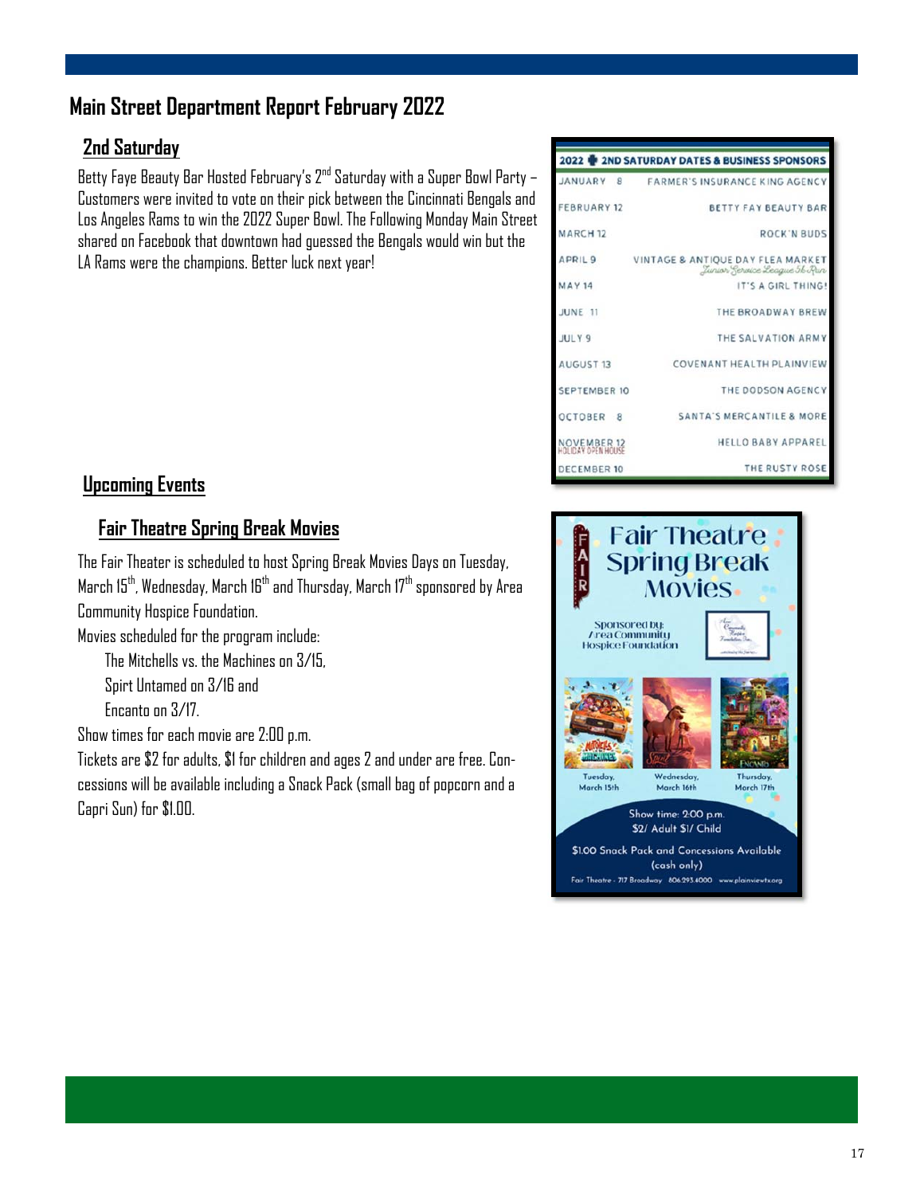# Main Street Department Report February 2022

## 2nd Saturday

Betty Faye Beauty Bar Hosted February's 2nd Saturday with a Super Bowl Party – Customers were invited to vote on their pick between the Cincinnati Bengals and Los Angeles Rams to win the 2022 Super Bowl. The Following Monday Main Street shared on Facebook that downtown had guessed the Bengals would win but the LA Rams were the champions. Better luck next year!

| 2022 2ND SATURDAY DATES & BUSINESS SPONSORS | |
|---|---|
| JANUARY 8 | FARMER'S INSURANCE KING AGENCY |
| FEBRUARY 12 | BETTY FAY BEAUTY BAR |
| MARCH 12 | ROCK'N BUDS |
| APRIL 9 | VINTAGE & ANTIQUE DAY FLEA MARKET Junior Service League 5k Run |
| MAY 14 | IT'S A GIRL THING! |
| JUNE 11 | THE BROADWAY BREW |
| JULY 9 | THE SALVATION ARMY |
| AUGUST 13 | COVENANT HEALTH PLAINVIEW |
| SEPTEMBER 10 | THE DODSON AGENCY |
| OCTOBER 8 | SANTA'S MERCANTILE & MORE |
| NOVEMBER 12 HOLIDAY OPEN HOUSE | HELLO BABY APPAREL |
| DECEMBER 10 | THE RUSTY ROSE |

## Upcoming Events

### Fair Theatre Spring Break Movies

The Fair Theater is scheduled to host Spring Break Movies Days on Tuesday, March 15th, Wednesday, March 16th and Thursday, March 17th sponsored by Area Community Hospice Foundation.

Movies scheduled for the program include:

- The Mitchells vs. the Machines on 3/15,
- Spirt Untamed on 3/16 and
- Encanto on 3/17.

Show times for each movie are 2:00 p.m.

Tickets are $2 for adults, $1 for children and ages 2 and under are free. Concessions will be available including a Snack Pack (small bag of popcorn and a Capri Sun) for $1.00.

Fair Theatre Spring Break Movies

Sponsored by: Area Community Hospice Foundation

Tuesday, March 15th

Wednesday, March 16th

Thursday, March 17th

Show time: 2:00 p.m.

$2/ Adult $1/ Child

$1.00 Snack Pack and Concessions Available (cash only)

Fair Theatre · 717 Broadway 806.293.4000 www.plainviewtx.org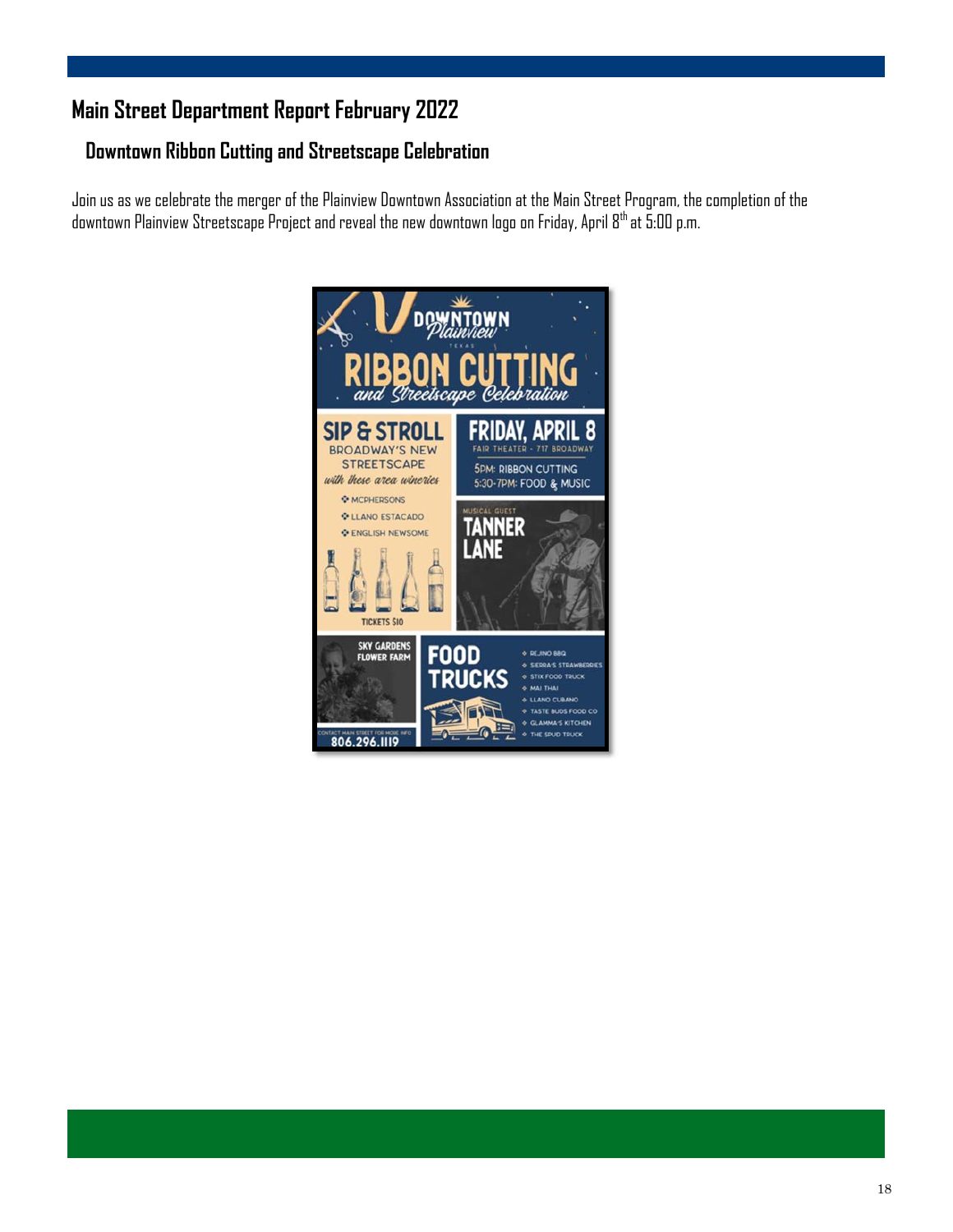# Main Street Department Report February 2022

## Downtown Ribbon Cutting and Streetscape Celebration

Join us as we celebrate the merger of the Plainview Downtown Association at the Main Street Program, the completion of the downtown Plainview Streetscape Project and reveal the new downtown logo on Friday, April 8th at 5:00 p.m.

DOWNTOWN Plainview TEXAS

RIBBON CUTTING

*and Streetscape Celebration*

SIP & STROLL

BROADWAY'S NEW STREETSCAPE

*with these area wineries*

- MCPHERSONS
- LLANO ESTACADO
- ENGLISH NEWSOME

TICKETS $10

FRIDAY, APRIL 8

FAIR THEATER - 717 BROADWAY

5PM: RIBBON CUTTING

5:30-7PM: FOOD & MUSIC

MUSICAL GUEST

TANNER LANE

SKY GARDENS FLOWER FARM

CONTACT MAIN STREET FOR MORE INFO

806.296.1119

FOOD TRUCKS

- REJINO BBQ
- SIERRA'S STRAWBERRIES
- STIX FOOD TRUCK
- MAI THAI
- LLANO CUBANO
- TASTE BUDS FOOD CO
- GLAMMA'S KITCHEN
- THE SPUD TRUCK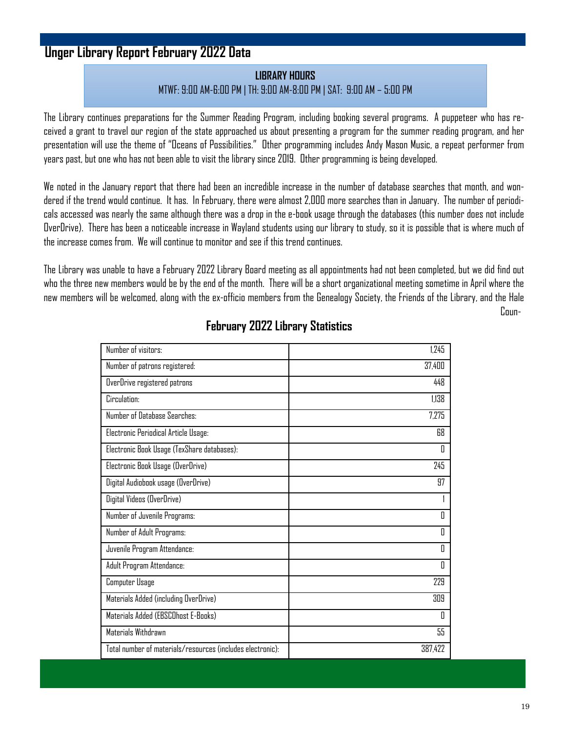## Unger Library Report February 2022 Data

**LIBRARY HOURS**

MTWF: 9:00 AM-6:00 PM | TH: 9:00 AM-8:00 PM | SAT: 9:00 AM – 5:00 PM

The Library continues preparations for the Summer Reading Program, including booking several programs. A puppeteer who has received a grant to travel our region of the state approached us about presenting a program for the summer reading program, and her presentation will use the theme of "Oceans of Possibilities." Other programming includes Andy Mason Music, a repeat performer from years past, but one who has not been able to visit the library since 2019. Other programming is being developed.

We noted in the January report that there had been an incredible increase in the number of database searches that month, and wondered if the trend would continue. It has. In February, there were almost 2,000 more searches than in January. The number of periodicals accessed was nearly the same although there was a drop in the e-book usage through the databases (this number does not include OverDrive). There has been a noticeable increase in Wayland students using our library to study, so it is possible that is where much of the increase comes from. We will continue to monitor and see if this trend continues.

The Library was unable to have a February 2022 Library Board meeting as all appointments had not been completed, but we did find out who the three new members would be by the end of the month. There will be a short organizational meeting sometime in April where the new members will be welcomed, along with the ex-officio members from the Genealogy Society, the Friends of the Library, and the Hale Coun-

### February 2022 Library Statistics

| | |
|---|---|
| Number of visitors: | 1,245 |
| Number of patrons registered: | 37,400 |
| OverDrive registered patrons | 448 |
| Circulation: | 1,138 |
| Number of Database Searches: | 7,275 |
| Electronic Periodical Article Usage: | 68 |
| Electronic Book Usage (TexShare databases): | 0 |
| Electronic Book Usage (OverDrive) | 245 |
| Digital Audiobook usage (OverDrive) | 97 |
| Digital Videos (OverDrive) | 1 |
| Number of Juvenile Programs: | 0 |
| Number of Adult Programs: | 0 |
| Juvenile Program Attendance: | 0 |
| Adult Program Attendance: | 0 |
| Computer Usage | 229 |
| Materials Added (including OverDrive) | 309 |
| Materials Added (EBSCOhost E-Books) | 0 |
| Materials Withdrawn | 55 |
| Total number of materials/resources (includes electronic): | 387,422 |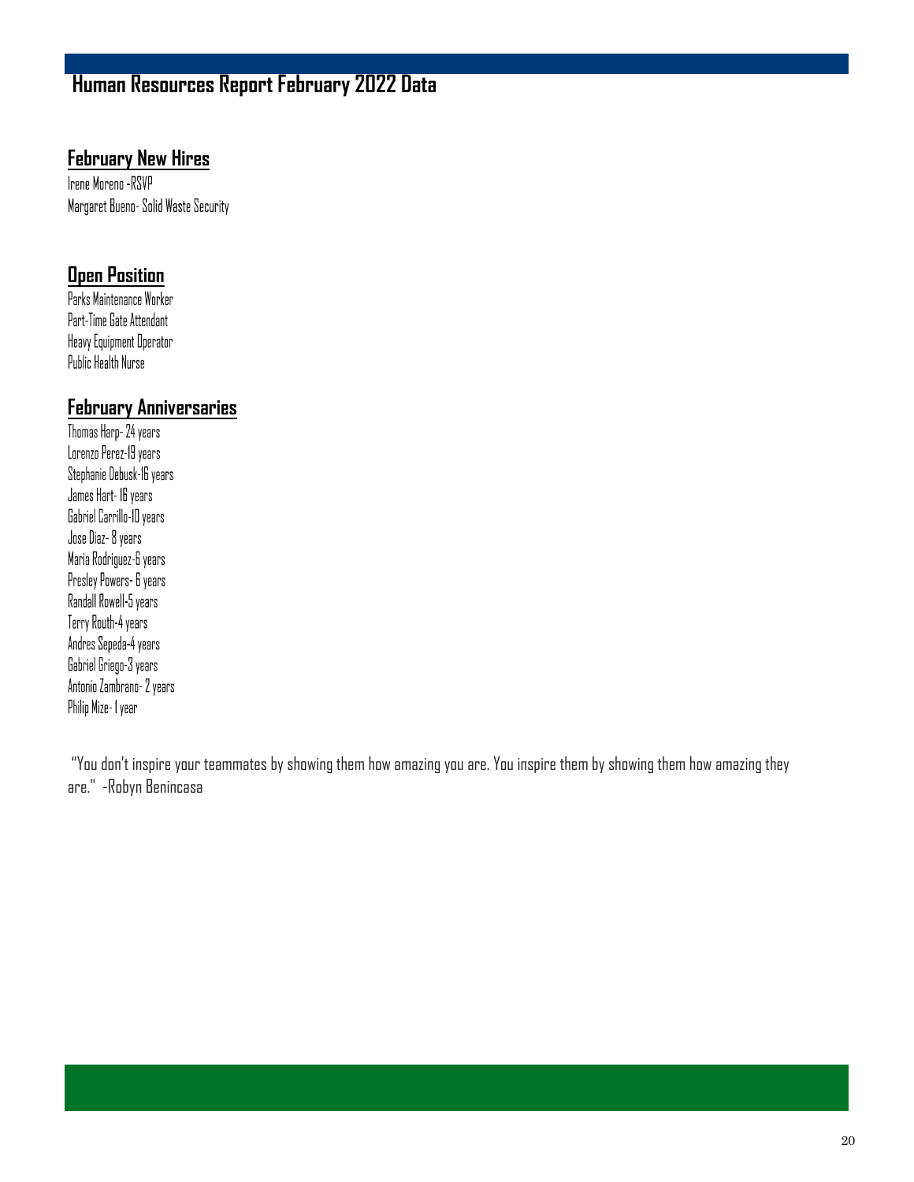# Human Resources Report February 2022 Data

## February New Hires

Irene Moreno -RSVP
Margaret Bueno- Solid Waste Security

## Open Position

Parks Maintenance Worker
Part-Time Gate Attendant
Heavy Equipment Operator
Public Health Nurse

## February Anniversaries

Thomas Harp- 24 years
Lorenzo Perez-19 years
Stephanie Debusk-16 years
James Hart- 16 years
Gabriel Carrillo-10 years
Jose Diaz- 8 years
Maria Rodriguez-6 years
Presley Powers- 6 years
Randall Rowell-5 years
Terry Routh-4 years
Andres Sepeda-4 years
Gabriel Griego-3 years
Antonio Zambrano- 2 years
Philip Mize- 1 year

"You don't inspire your teammates by showing them how amazing you are. You inspire them by showing them how amazing they are." -Robyn Benincasa